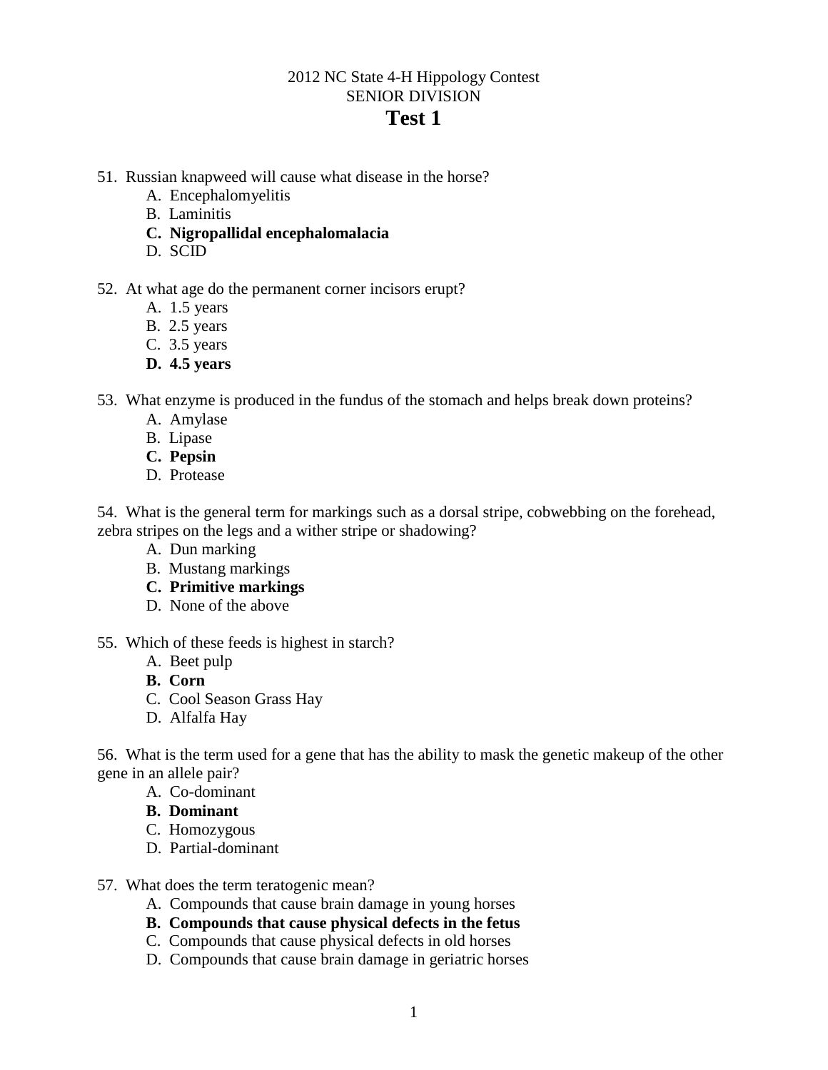# 2012 NC State 4-H Hippology Contest

## SENIOR DIVISION

# Test 1

51. Russian knapweed will cause what disease in the horse?
    - A. Encephalomyelitis
    - B. Laminitis
    - **C. Nigropallidal encephalomalacia**
    - D. SCID

52. At what age do the permanent corner incisors erupt?
    - A. 1.5 years
    - B. 2.5 years
    - C. 3.5 years
    - **D. 4.5 years**

53. What enzyme is produced in the fundus of the stomach and helps break down proteins?
    - A. Amylase
    - B. Lipase
    - **C. Pepsin**
    - D. Protease

54. What is the general term for markings such as a dorsal stripe, cobwebbing on the forehead, zebra stripes on the legs and a wither stripe or shadowing?
    - A. Dun marking
    - B. Mustang markings
    - **C. Primitive markings**
    - D. None of the above

55. Which of these feeds is highest in starch?
    - A. Beet pulp
    - **B. Corn**
    - C. Cool Season Grass Hay
    - D. Alfalfa Hay

56. What is the term used for a gene that has the ability to mask the genetic makeup of the other gene in an allele pair?
    - A. Co-dominant
    - **B. Dominant**
    - C. Homozygous
    - D. Partial-dominant

57. What does the term teratogenic mean?
    - A. Compounds that cause brain damage in young horses
    - **B. Compounds that cause physical defects in the fetus**
    - C. Compounds that cause physical defects in old horses
    - D. Compounds that cause brain damage in geriatric horses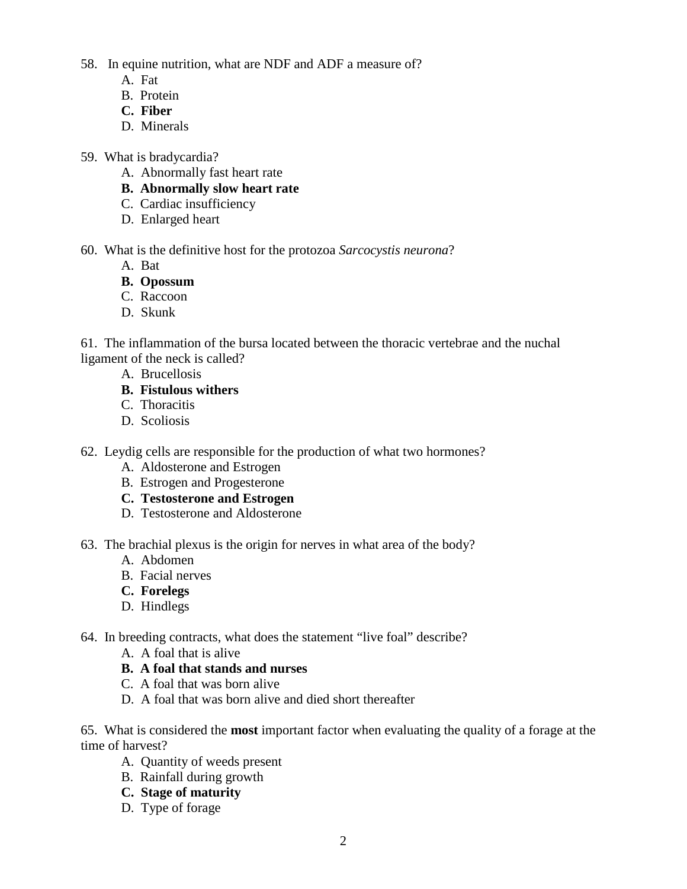58. In equine nutrition, what are NDF and ADF a measure of?

   A. Fat
   B. Protein
   **C. Fiber**
   D. Minerals

59. What is bradycardia?

   A. Abnormally fast heart rate
   **B. Abnormally slow heart rate**
   C. Cardiac insufficiency
   D. Enlarged heart

60. What is the definitive host for the protozoa *Sarcocystis neurona*?

   A. Bat
   **B. Opossum**
   C. Raccoon
   D. Skunk

61. The inflammation of the bursa located between the thoracic vertebrae and the nuchal ligament of the neck is called?

   A. Brucellosis
   **B. Fistulous withers**
   C. Thoracitis
   D. Scoliosis

62. Leydig cells are responsible for the production of what two hormones?

   A. Aldosterone and Estrogen
   B. Estrogen and Progesterone
   **C. Testosterone and Estrogen**
   D. Testosterone and Aldosterone

63. The brachial plexus is the origin for nerves in what area of the body?

   A. Abdomen
   B. Facial nerves
   **C. Forelegs**
   D. Hindlegs

64. In breeding contracts, what does the statement "live foal" describe?

   A. A foal that is alive
   **B. A foal that stands and nurses**
   C. A foal that was born alive
   D. A foal that was born alive and died short thereafter

65. What is considered the **most** important factor when evaluating the quality of a forage at the time of harvest?

   A. Quantity of weeds present
   B. Rainfall during growth
   **C. Stage of maturity**
   D. Type of forage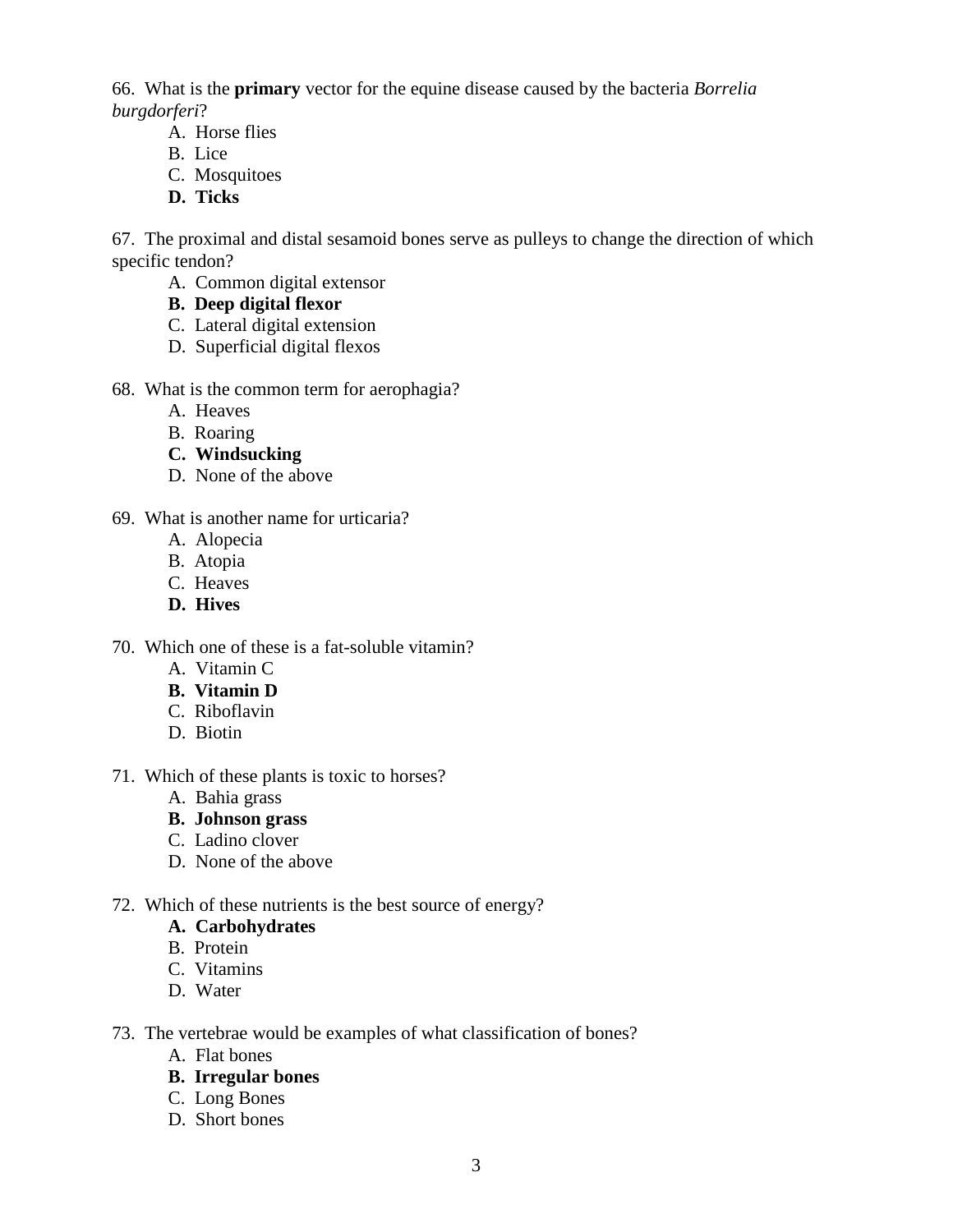66. What is the **primary** vector for the equine disease caused by the bacteria *Borrelia burgdorferi*?

   A. Horse flies
   B. Lice
   C. Mosquitoes
   **D. Ticks**

67. The proximal and distal sesamoid bones serve as pulleys to change the direction of which specific tendon?

   A. Common digital extensor
   **B. Deep digital flexor**
   C. Lateral digital extension
   D. Superficial digital flexos

68. What is the common term for aerophagia?

   A. Heaves
   B. Roaring
   **C. Windsucking**
   D. None of the above

69. What is another name for urticaria?

   A. Alopecia
   B. Atopia
   C. Heaves
   **D. Hives**

70. Which one of these is a fat-soluble vitamin?

   A. Vitamin C
   **B. Vitamin D**
   C. Riboflavin
   D. Biotin

71. Which of these plants is toxic to horses?

   A. Bahia grass
   **B. Johnson grass**
   C. Ladino clover
   D. None of the above

72. Which of these nutrients is the best source of energy?

   **A. Carbohydrates**
   B. Protein
   C. Vitamins
   D. Water

73. The vertebrae would be examples of what classification of bones?

   A. Flat bones
   **B. Irregular bones**
   C. Long Bones
   D. Short bones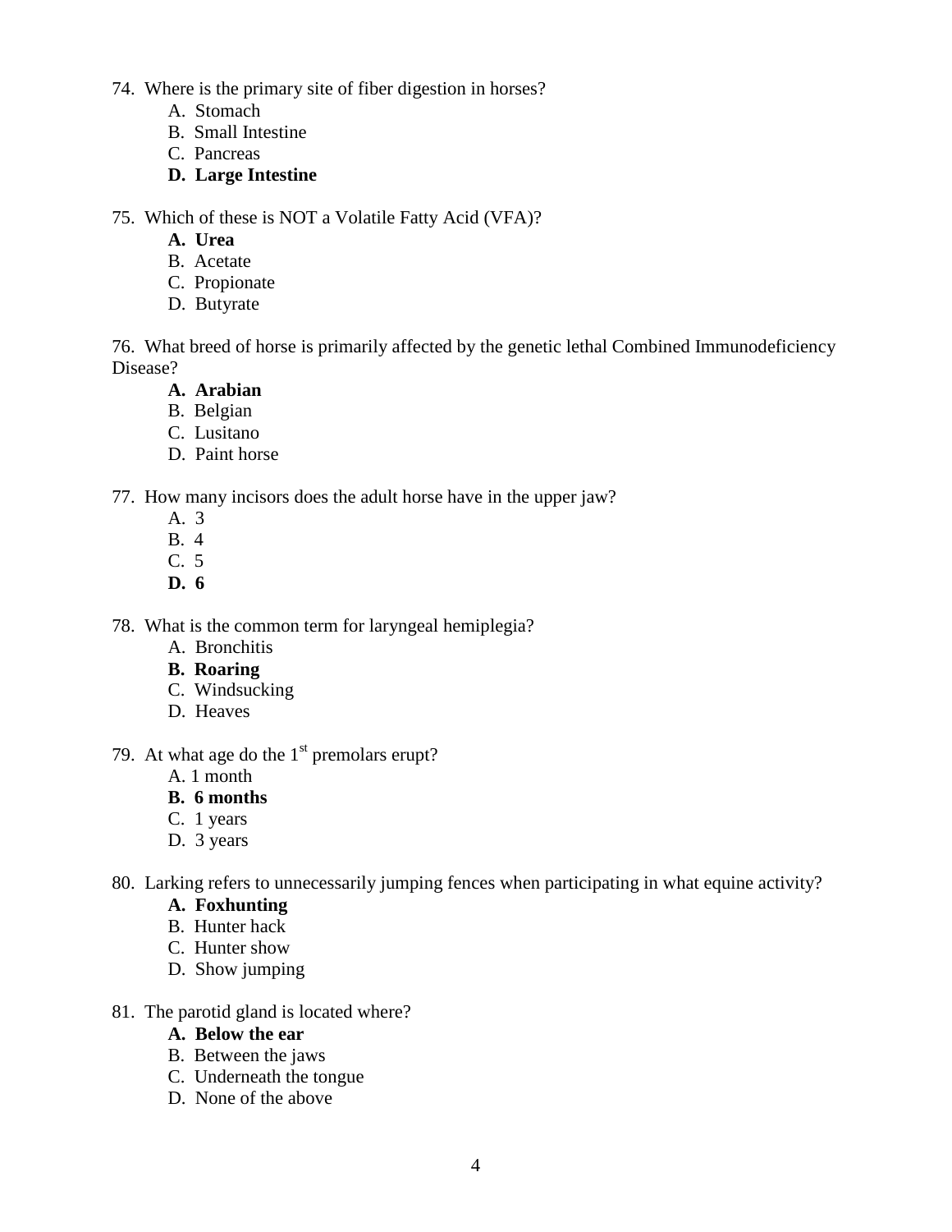74. Where is the primary site of fiber digestion in horses?
    - A. Stomach
    - B. Small Intestine
    - C. Pancreas
    - **D. Large Intestine**

75. Which of these is NOT a Volatile Fatty Acid (VFA)?
    - **A. Urea**
    - B. Acetate
    - C. Propionate
    - D. Butyrate

76. What breed of horse is primarily affected by the genetic lethal Combined Immunodeficiency Disease?
    - **A. Arabian**
    - B. Belgian
    - C. Lusitano
    - D. Paint horse

77. How many incisors does the adult horse have in the upper jaw?
    - A. 3
    - B. 4
    - C. 5
    - **D. 6**

78. What is the common term for laryngeal hemiplegia?
    - A. Bronchitis
    - **B. Roaring**
    - C. Windsucking
    - D. Heaves

79. At what age do the 1st premolars erupt?
    - A. 1 month
    - **B. 6 months**
    - C. 1 years
    - D. 3 years

80. Larking refers to unnecessarily jumping fences when participating in what equine activity?
    - **A. Foxhunting**
    - B. Hunter hack
    - C. Hunter show
    - D. Show jumping

81. The parotid gland is located where?
    - **A. Below the ear**
    - B. Between the jaws
    - C. Underneath the tongue
    - D. None of the above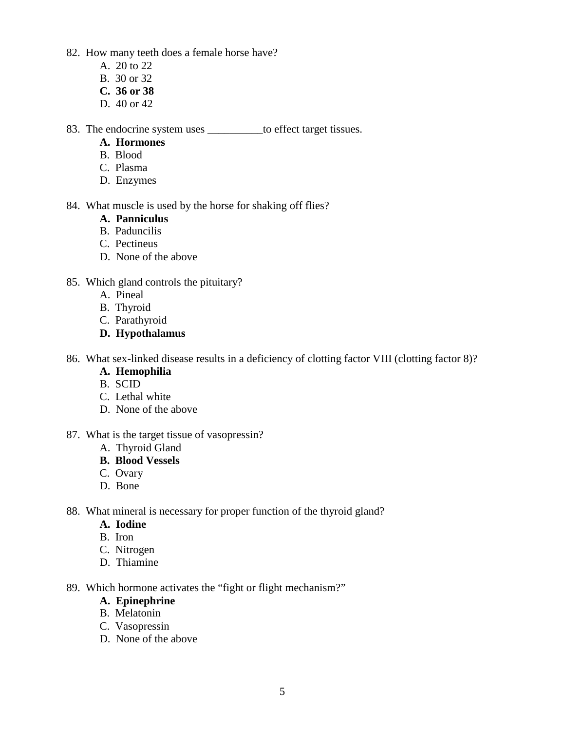82. How many teeth does a female horse have?
    - A. 20 to 22
    - B. 30 or 32
    - **C. 36 or 38**
    - D. 40 or 42

83. The endocrine system uses __________to effect target tissues.
    - **A. Hormones**
    - B. Blood
    - C. Plasma
    - D. Enzymes

84. What muscle is used by the horse for shaking off flies?
    - **A. Panniculus**
    - B. Paduncilis
    - C. Pectineus
    - D. None of the above

85. Which gland controls the pituitary?
    - A. Pineal
    - B. Thyroid
    - C. Parathyroid
    - **D. Hypothalamus**

86. What sex-linked disease results in a deficiency of clotting factor VIII (clotting factor 8)?
    - **A. Hemophilia**
    - B. SCID
    - C. Lethal white
    - D. None of the above

87. What is the target tissue of vasopressin?
    - A. Thyroid Gland
    - **B. Blood Vessels**
    - C. Ovary
    - D. Bone

88. What mineral is necessary for proper function of the thyroid gland?
    - **A. Iodine**
    - B. Iron
    - C. Nitrogen
    - D. Thiamine

89. Which hormone activates the "fight or flight mechanism?"
    - **A. Epinephrine**
    - B. Melatonin
    - C. Vasopressin
    - D. None of the above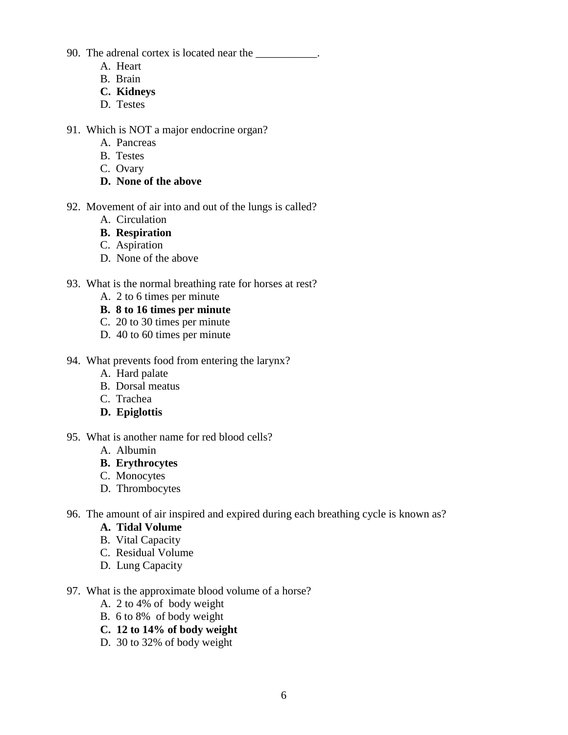90. The adrenal cortex is located near the ___________.
    A. Heart
    B. Brain
    **C. Kidneys**
    D. Testes

91. Which is NOT a major endocrine organ?
    A. Pancreas
    B. Testes
    C. Ovary
    **D. None of the above**

92. Movement of air into and out of the lungs is called?
    A. Circulation
    **B. Respiration**
    C. Aspiration
    D. None of the above

93. What is the normal breathing rate for horses at rest?
    A. 2 to 6 times per minute
    **B. 8 to 16 times per minute**
    C. 20 to 30 times per minute
    D. 40 to 60 times per minute

94. What prevents food from entering the larynx?
    A. Hard palate
    B. Dorsal meatus
    C. Trachea
    **D. Epiglottis**

95. What is another name for red blood cells?
    A. Albumin
    **B. Erythrocytes**
    C. Monocytes
    D. Thrombocytes

96. The amount of air inspired and expired during each breathing cycle is known as?
    **A. Tidal Volume**
    B. Vital Capacity
    C. Residual Volume
    D. Lung Capacity

97. What is the approximate blood volume of a horse?
    A. 2 to 4% of body weight
    B. 6 to 8% of body weight
    **C. 12 to 14% of body weight**
    D. 30 to 32% of body weight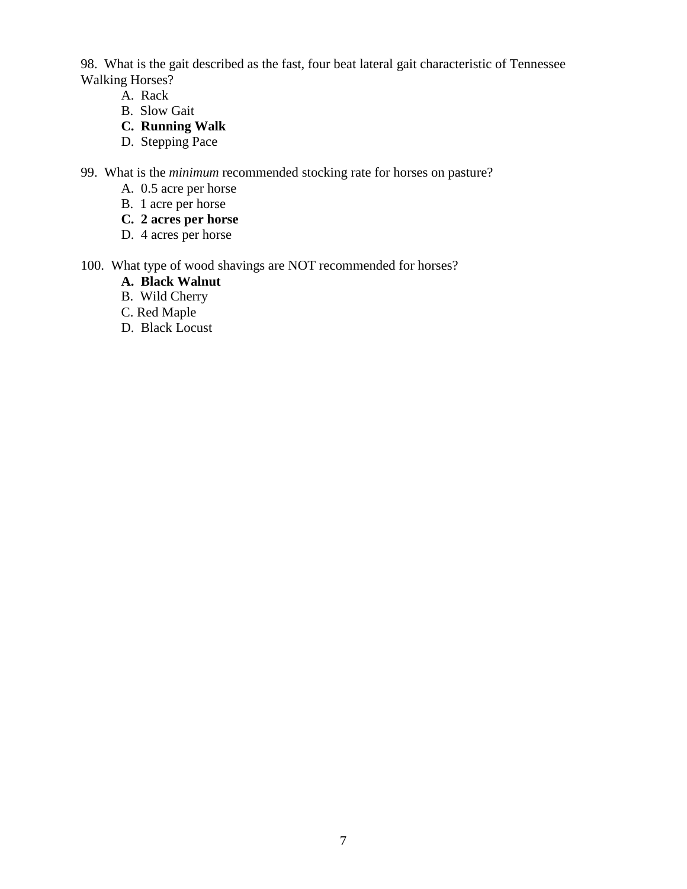98. What is the gait described as the fast, four beat lateral gait characteristic of Tennessee Walking Horses?

   A. Rack
   B. Slow Gait
   **C. Running Walk**
   D. Stepping Pace

99. What is the *minimum* recommended stocking rate for horses on pasture?

   A. 0.5 acre per horse
   B. 1 acre per horse
   **C. 2 acres per horse**
   D. 4 acres per horse

100. What type of wood shavings are NOT recommended for horses?

   **A. Black Walnut**
   B. Wild Cherry
   C. Red Maple
   D. Black Locust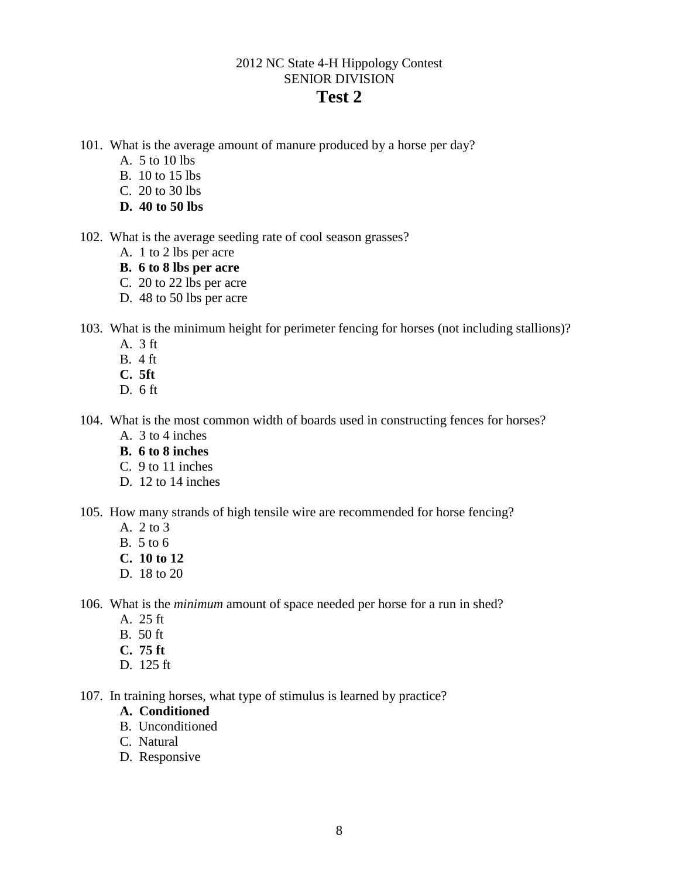2012 NC State 4-H Hippology Contest
SENIOR DIVISION

# Test 2

101. What is the average amount of manure produced by a horse per day?
    - A. 5 to 10 lbs
    - B. 10 to 15 lbs
    - C. 20 to 30 lbs
    - **D. 40 to 50 lbs**

102. What is the average seeding rate of cool season grasses?
    - A. 1 to 2 lbs per acre
    - **B. 6 to 8 lbs per acre**
    - C. 20 to 22 lbs per acre
    - D. 48 to 50 lbs per acre

103. What is the minimum height for perimeter fencing for horses (not including stallions)?
    - A. 3 ft
    - B. 4 ft
    - **C. 5ft**
    - D. 6 ft

104. What is the most common width of boards used in constructing fences for horses?
    - A. 3 to 4 inches
    - **B. 6 to 8 inches**
    - C. 9 to 11 inches
    - D. 12 to 14 inches

105. How many strands of high tensile wire are recommended for horse fencing?
    - A. 2 to 3
    - B. 5 to 6
    - **C. 10 to 12**
    - D. 18 to 20

106. What is the *minimum* amount of space needed per horse for a run in shed?
    - A. 25 ft
    - B. 50 ft
    - **C. 75 ft**
    - D. 125 ft

107. In training horses, what type of stimulus is learned by practice?
    - **A. Conditioned**
    - B. Unconditioned
    - C. Natural
    - D. Responsive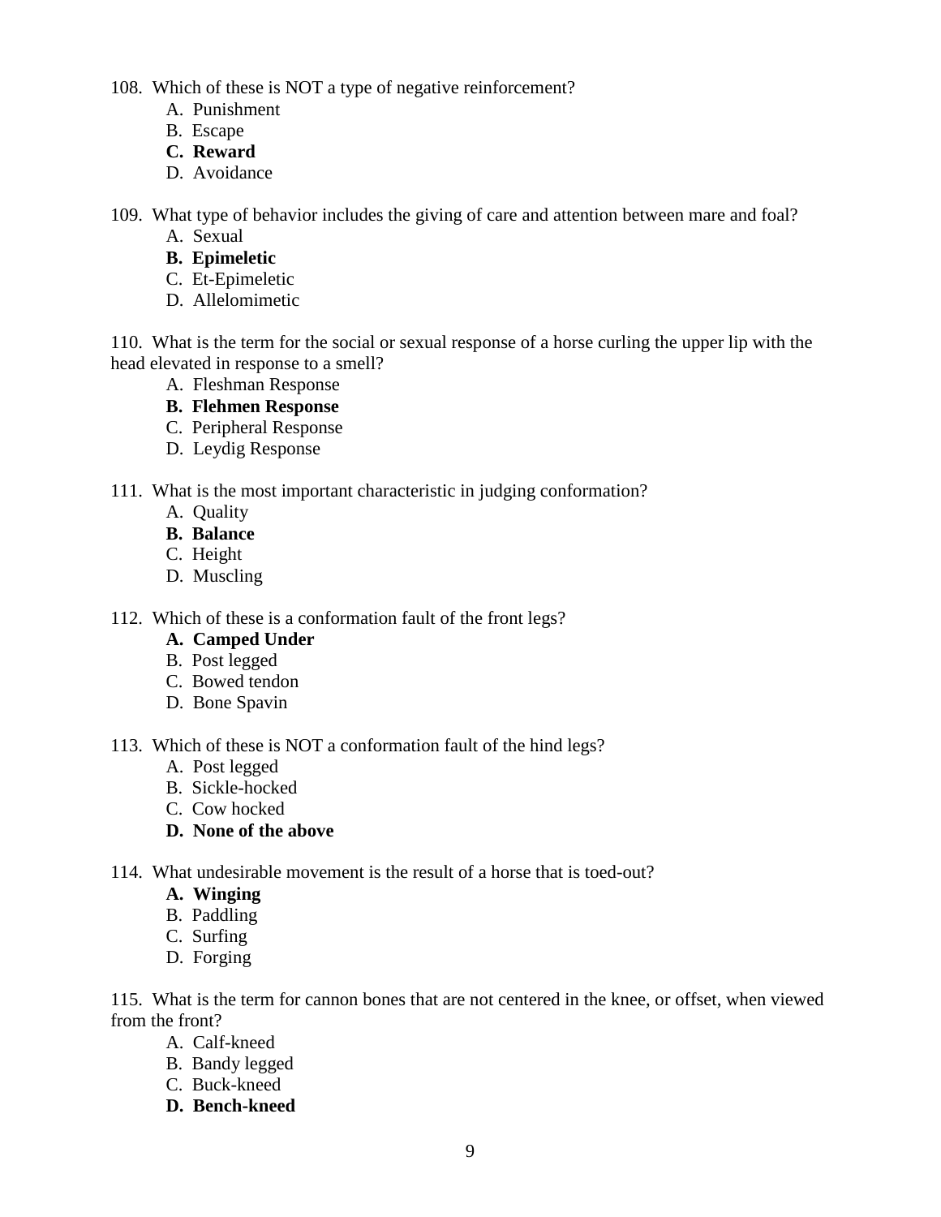108. Which of these is NOT a type of negative reinforcement?

   A. Punishment
   B. Escape
   **C. Reward**
   D. Avoidance

109. What type of behavior includes the giving of care and attention between mare and foal?

   A. Sexual
   **B. Epimeletic**
   C. Et-Epimeletic
   D. Allelomimetic

110. What is the term for the social or sexual response of a horse curling the upper lip with the head elevated in response to a smell?

   A. Fleshman Response
   **B. Flehmen Response**
   C. Peripheral Response
   D. Leydig Response

111. What is the most important characteristic in judging conformation?

   A. Quality
   **B. Balance**
   C. Height
   D. Muscling

112. Which of these is a conformation fault of the front legs?

   **A. Camped Under**
   B. Post legged
   C. Bowed tendon
   D. Bone Spavin

113. Which of these is NOT a conformation fault of the hind legs?

   A. Post legged
   B. Sickle-hocked
   C. Cow hocked
   **D. None of the above**

114. What undesirable movement is the result of a horse that is toed-out?

   **A. Winging**
   B. Paddling
   C. Surfing
   D. Forging

115. What is the term for cannon bones that are not centered in the knee, or offset, when viewed from the front?

   A. Calf-kneed
   B. Bandy legged
   C. Buck-kneed
   **D. Bench-kneed**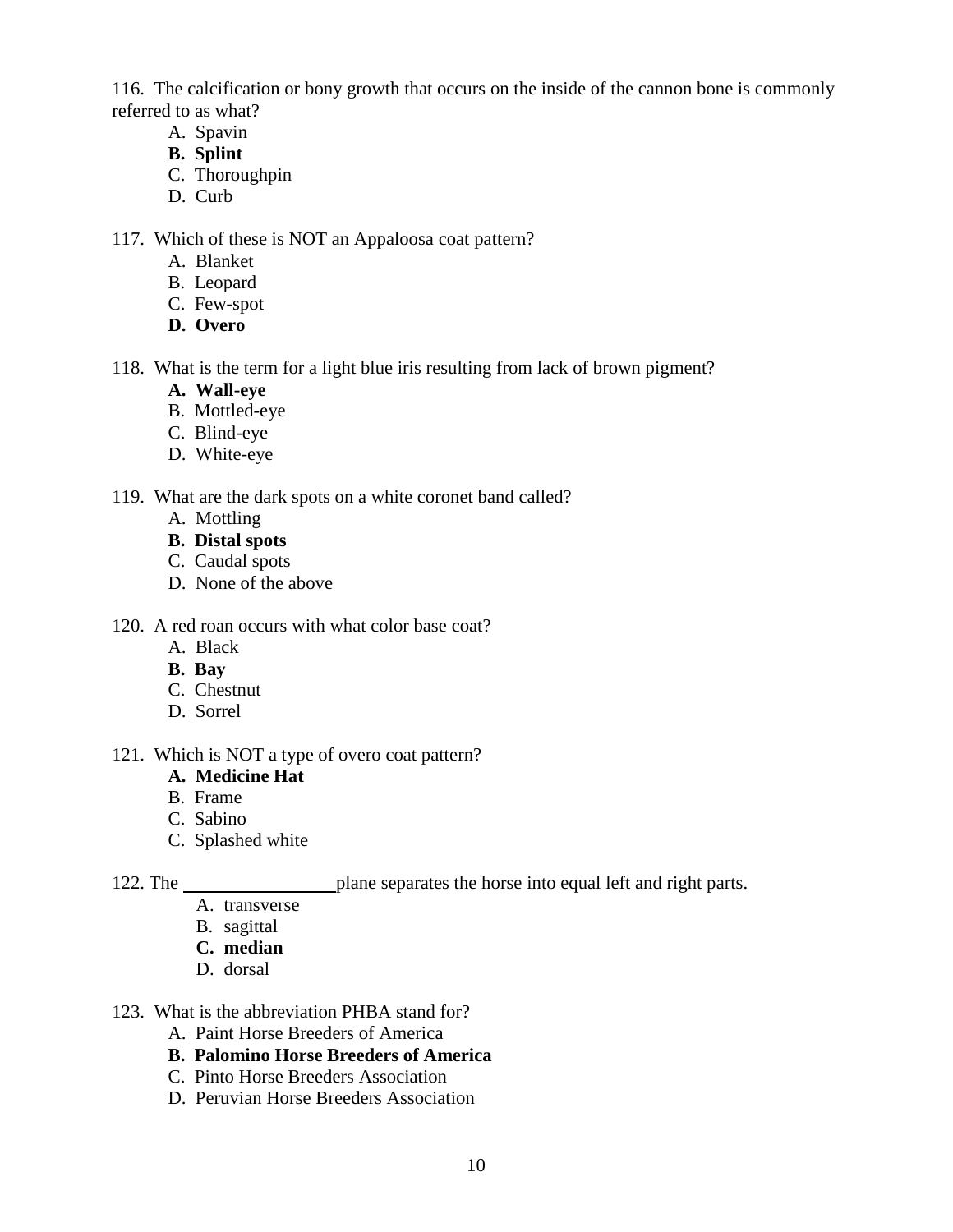116. The calcification or bony growth that occurs on the inside of the cannon bone is commonly referred to as what?

A. Spavin
**B. Splint**
C. Thoroughpin
D. Curb

117. Which of these is NOT an Appaloosa coat pattern?

A. Blanket
B. Leopard
C. Few-spot
**D. Overo**

118. What is the term for a light blue iris resulting from lack of brown pigment?

**A. Wall-eye**
B. Mottled-eye
C. Blind-eye
D. White-eye

119. What are the dark spots on a white coronet band called?

A. Mottling
**B. Distal spots**
C. Caudal spots
D. None of the above

120. A red roan occurs with what color base coat?

A. Black
**B. Bay**
C. Chestnut
D. Sorrel

121. Which is NOT a type of overo coat pattern?

**A. Medicine Hat**
B. Frame
C. Sabino
C. Splashed white

122. The ________________ plane separates the horse into equal left and right parts.

A. transverse
B. sagittal
**C. median**
D. dorsal

123. What is the abbreviation PHBA stand for?

A. Paint Horse Breeders of America
**B. Palomino Horse Breeders of America**
C. Pinto Horse Breeders Association
D. Peruvian Horse Breeders Association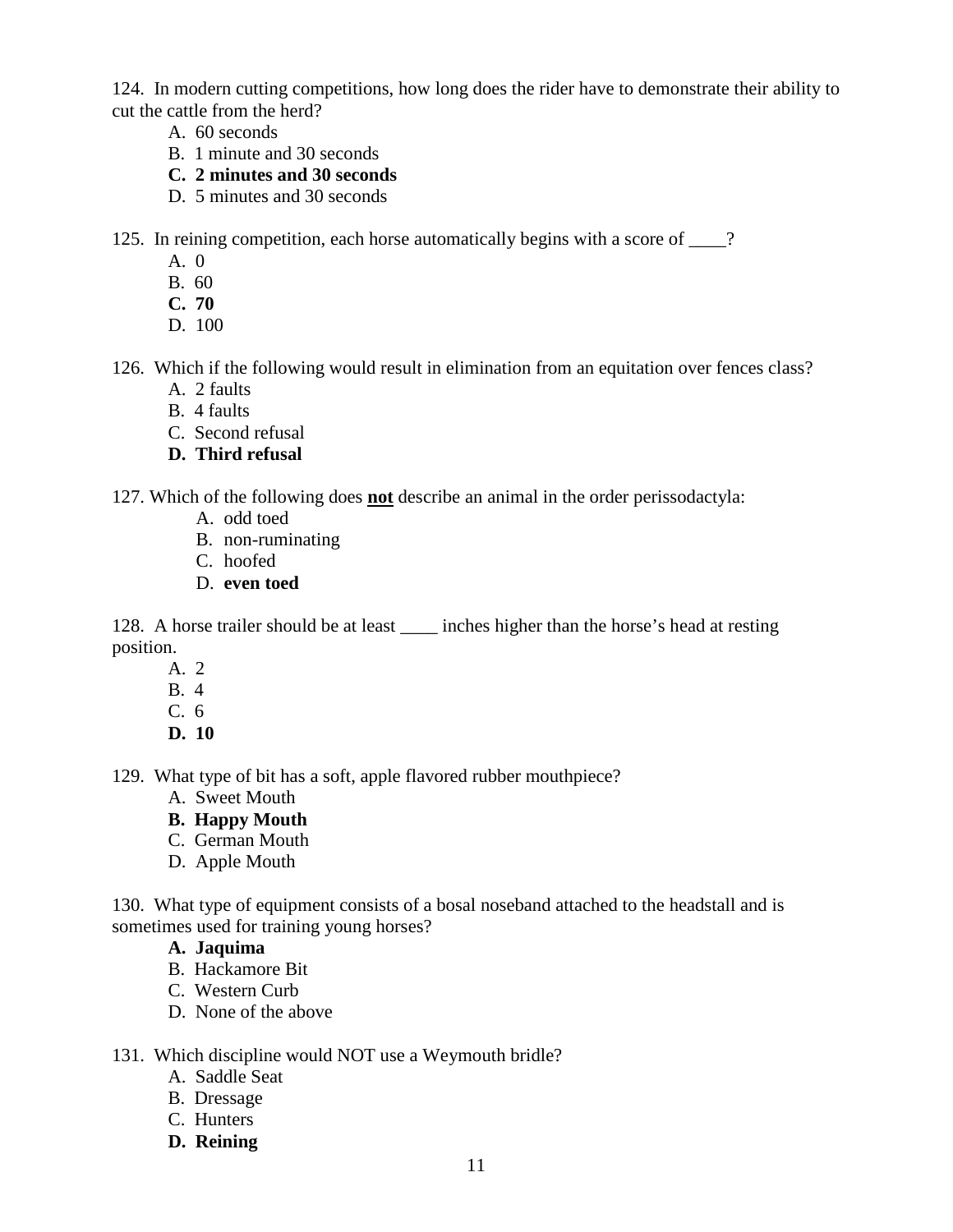124. In modern cutting competitions, how long does the rider have to demonstrate their ability to cut the cattle from the herd?

A. 60 seconds
B. 1 minute and 30 seconds
**C. 2 minutes and 30 seconds**
D. 5 minutes and 30 seconds

125. In reining competition, each horse automatically begins with a score of ____?

A. 0
B. 60
**C. 70**
D. 100

126. Which if the following would result in elimination from an equitation over fences class?

A. 2 faults
B. 4 faults
C. Second refusal
**D. Third refusal**

127. Which of the following does **not** describe an animal in the order perissodactyla:

A. odd toed
B. non-ruminating
C. hoofed
D. **even toed**

128. A horse trailer should be at least ____ inches higher than the horse's head at resting position.

A. 2
B. 4
C. 6
**D. 10**

129. What type of bit has a soft, apple flavored rubber mouthpiece?

A. Sweet Mouth
**B. Happy Mouth**
C. German Mouth
D. Apple Mouth

130. What type of equipment consists of a bosal noseband attached to the headstall and is sometimes used for training young horses?

**A. Jaquima**
B. Hackamore Bit
C. Western Curb
D. None of the above

131. Which discipline would NOT use a Weymouth bridle?

A. Saddle Seat
B. Dressage
C. Hunters
**D. Reining**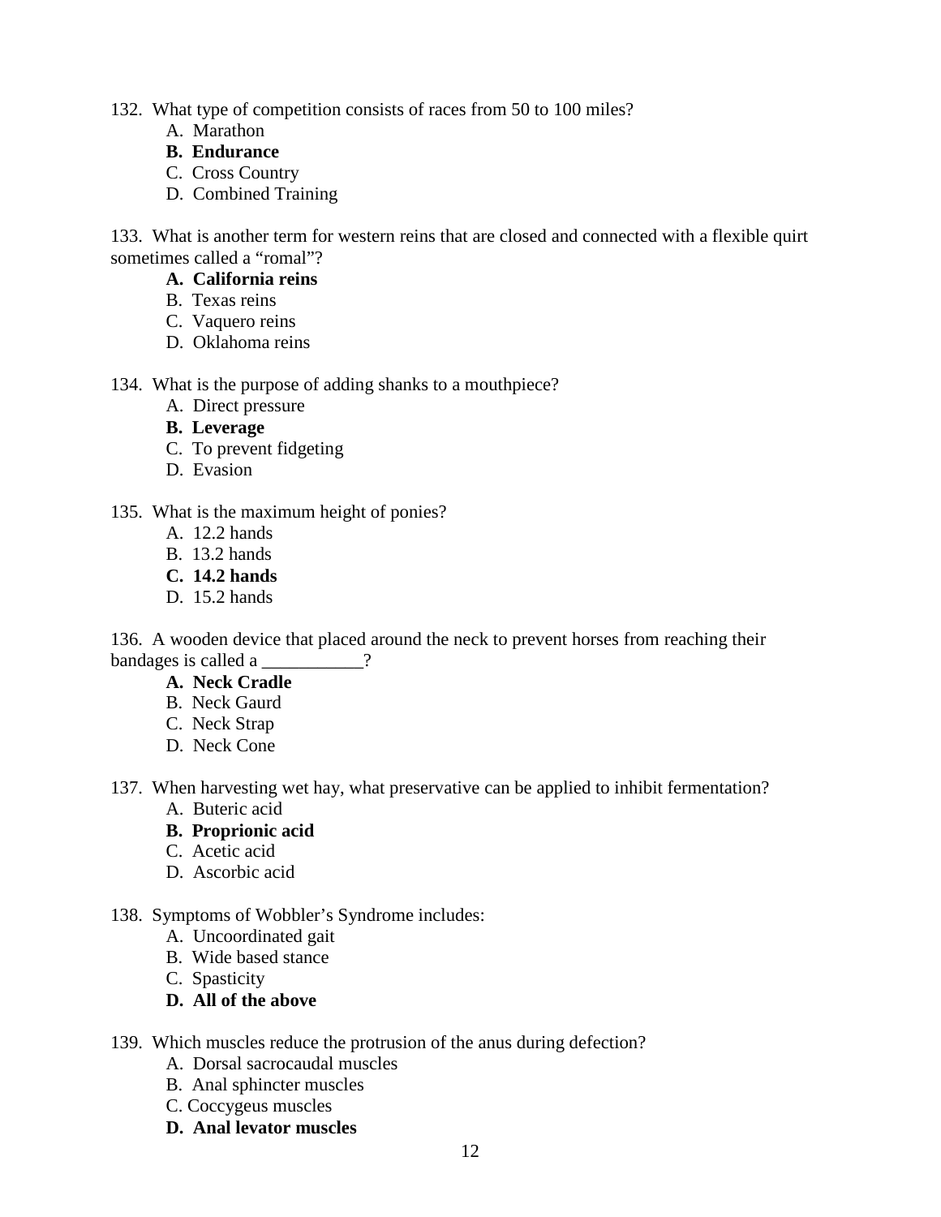132. What type of competition consists of races from 50 to 100 miles?

A. Marathon
**B. Endurance**
C. Cross Country
D. Combined Training

133. What is another term for western reins that are closed and connected with a flexible quirt sometimes called a "romal"?

**A. California reins**
B. Texas reins
C. Vaquero reins
D. Oklahoma reins

134. What is the purpose of adding shanks to a mouthpiece?

A. Direct pressure
**B. Leverage**
C. To prevent fidgeting
D. Evasion

135. What is the maximum height of ponies?

A. 12.2 hands
B. 13.2 hands
**C. 14.2 hands**
D. 15.2 hands

136. A wooden device that placed around the neck to prevent horses from reaching their bandages is called a ___________?

**A. Neck Cradle**
B. Neck Gaurd
C. Neck Strap
D. Neck Cone

137. When harvesting wet hay, what preservative can be applied to inhibit fermentation?

A. Buteric acid
**B. Proprionic acid**
C. Acetic acid
D. Ascorbic acid

138. Symptoms of Wobbler's Syndrome includes:

A. Uncoordinated gait
B. Wide based stance
C. Spasticity
**D. All of the above**

139. Which muscles reduce the protrusion of the anus during defection?

A. Dorsal sacrocaudal muscles
B. Anal sphincter muscles
C. Coccygeus muscles
**D. Anal levator muscles**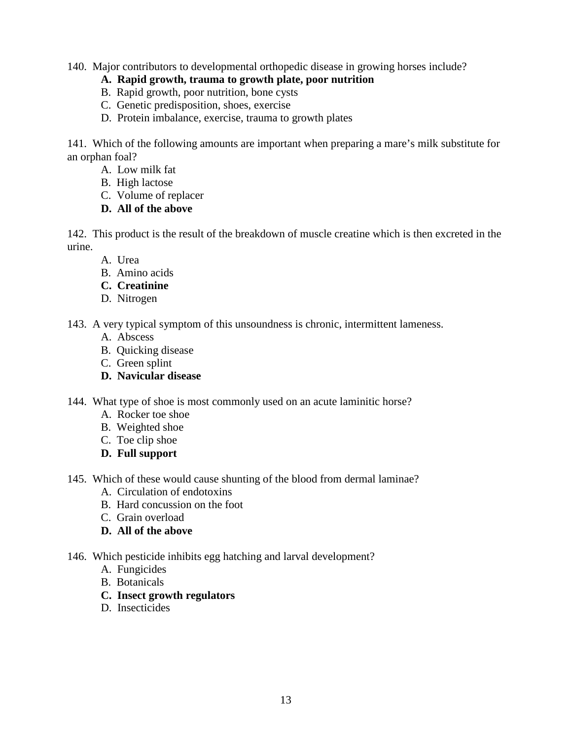140. Major contributors to developmental orthopedic disease in growing horses include?

   **A. Rapid growth, trauma to growth plate, poor nutrition**
   B. Rapid growth, poor nutrition, bone cysts
   C. Genetic predisposition, shoes, exercise
   D. Protein imbalance, exercise, trauma to growth plates

141. Which of the following amounts are important when preparing a mare's milk substitute for an orphan foal?

   A. Low milk fat
   B. High lactose
   C. Volume of replacer
   **D. All of the above**

142. This product is the result of the breakdown of muscle creatine which is then excreted in the urine.

   A. Urea
   B. Amino acids
   **C. Creatinine**
   D. Nitrogen

143. A very typical symptom of this unsoundness is chronic, intermittent lameness.

   A. Abscess
   B. Quicking disease
   C. Green splint
   **D. Navicular disease**

144. What type of shoe is most commonly used on an acute laminitic horse?

   A. Rocker toe shoe
   B. Weighted shoe
   C. Toe clip shoe
   **D. Full support**

145. Which of these would cause shunting of the blood from dermal laminae?

   A. Circulation of endotoxins
   B. Hard concussion on the foot
   C. Grain overload
   **D. All of the above**

146. Which pesticide inhibits egg hatching and larval development?

   A. Fungicides
   B. Botanicals
   **C. Insect growth regulators**
   D. Insecticides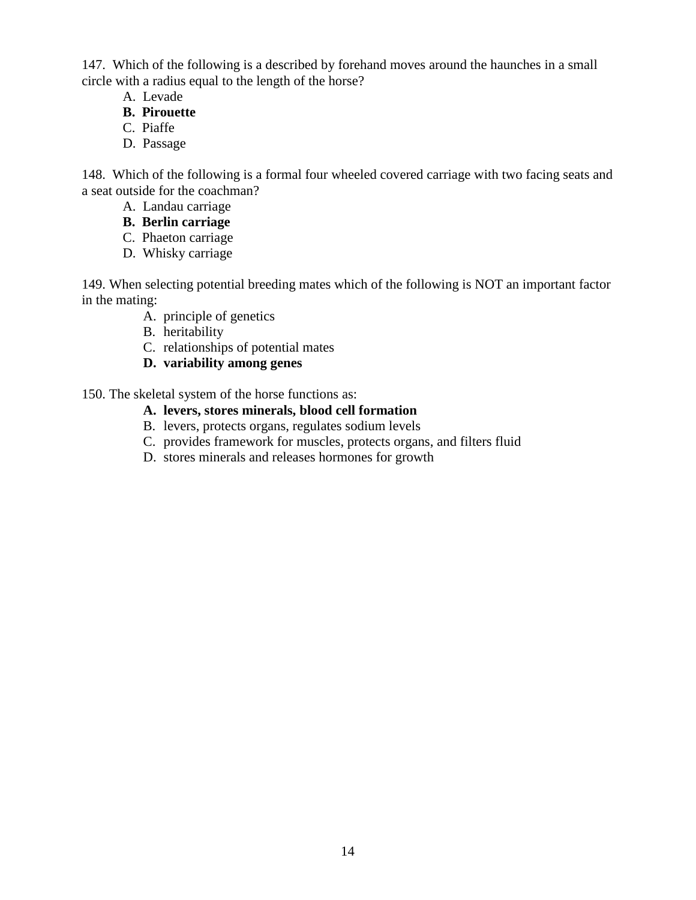147. Which of the following is a described by forehand moves around the haunches in a small circle with a radius equal to the length of the horse?

A. Levade
**B. Pirouette**
C. Piaffe
D. Passage

148. Which of the following is a formal four wheeled covered carriage with two facing seats and a seat outside for the coachman?

A. Landau carriage
**B. Berlin carriage**
C. Phaeton carriage
D. Whisky carriage

149. When selecting potential breeding mates which of the following is NOT an important factor in the mating:

A. principle of genetics
B. heritability
C. relationships of potential mates
**D. variability among genes**

150. The skeletal system of the horse functions as:

**A. levers, stores minerals, blood cell formation**
B. levers, protects organs, regulates sodium levels
C. provides framework for muscles, protects organs, and filters fluid
D. stores minerals and releases hormones for growth